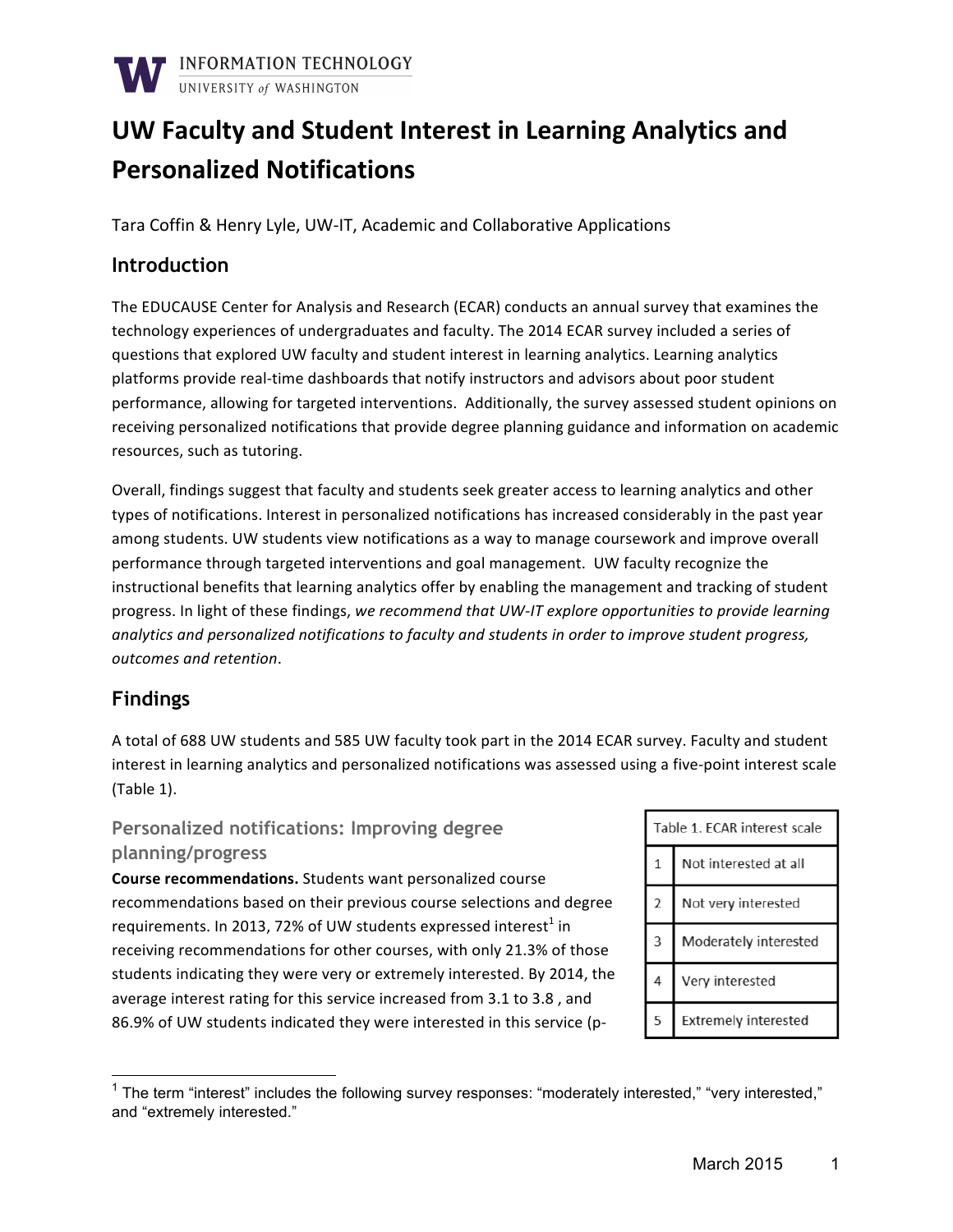# UW Faculty and Student Interest in Learning Analytics and Personalized Notifications

Tara Coffin & Henry Lyle, UW-IT, Academic and Collaborative Applications

## Introduction

The EDUCAUSE Center for Analysis and Research (ECAR) conducts an annual survey that examines the technology experiences of undergraduates and faculty. The 2014 ECAR survey included a series of questions that explored UW faculty and student interest in learning analytics. Learning analytics platforms provide real-time dashboards that notify instructors and advisors about poor student performance, allowing for targeted interventions. Additionally, the survey assessed student opinions on receiving personalized notifications that provide degree planning guidance and information on academic resources, such as tutoring.

Overall, findings suggest that faculty and students seek greater access to learning analytics and other types of notifications. Interest in personalized notifications has increased considerably in the past year among students. UW students view notifications as a way to manage coursework and improve overall performance through targeted interventions and goal management. UW faculty recognize the instructional benefits that learning analytics offer by enabling the management and tracking of student progress. In light of these findings, *we recommend that UW-IT explore opportunities to provide learning analytics and personalized notifications to faculty and students in order to improve student progress, outcomes and retention*.

## Findings

A total of 688 UW students and 585 UW faculty took part in the 2014 ECAR survey. Faculty and student interest in learning analytics and personalized notifications was assessed using a five-point interest scale (Table 1).

| Table 1. ECAR interest scale | |
|---|---|
| 1 | Not interested at all |
| 2 | Not very interested |
| 3 | Moderately interested |
| 4 | Very interested |
| 5 | Extremely interested |

### Personalized notifications: Improving degree planning/progress

**Course recommendations.** Students want personalized course recommendations based on their previous course selections and degree requirements. In 2013, 72% of UW students expressed interest[1] in receiving recommendations for other courses, with only 21.3% of those students indicating they were very or extremely interested. By 2014, the average interest rating for this service increased from 3.1 to 3.8 , and 86.9% of UW students indicated they were interested in this service (p-

[1] The term "interest" includes the following survey responses: "moderately interested," "very interested," and "extremely interested."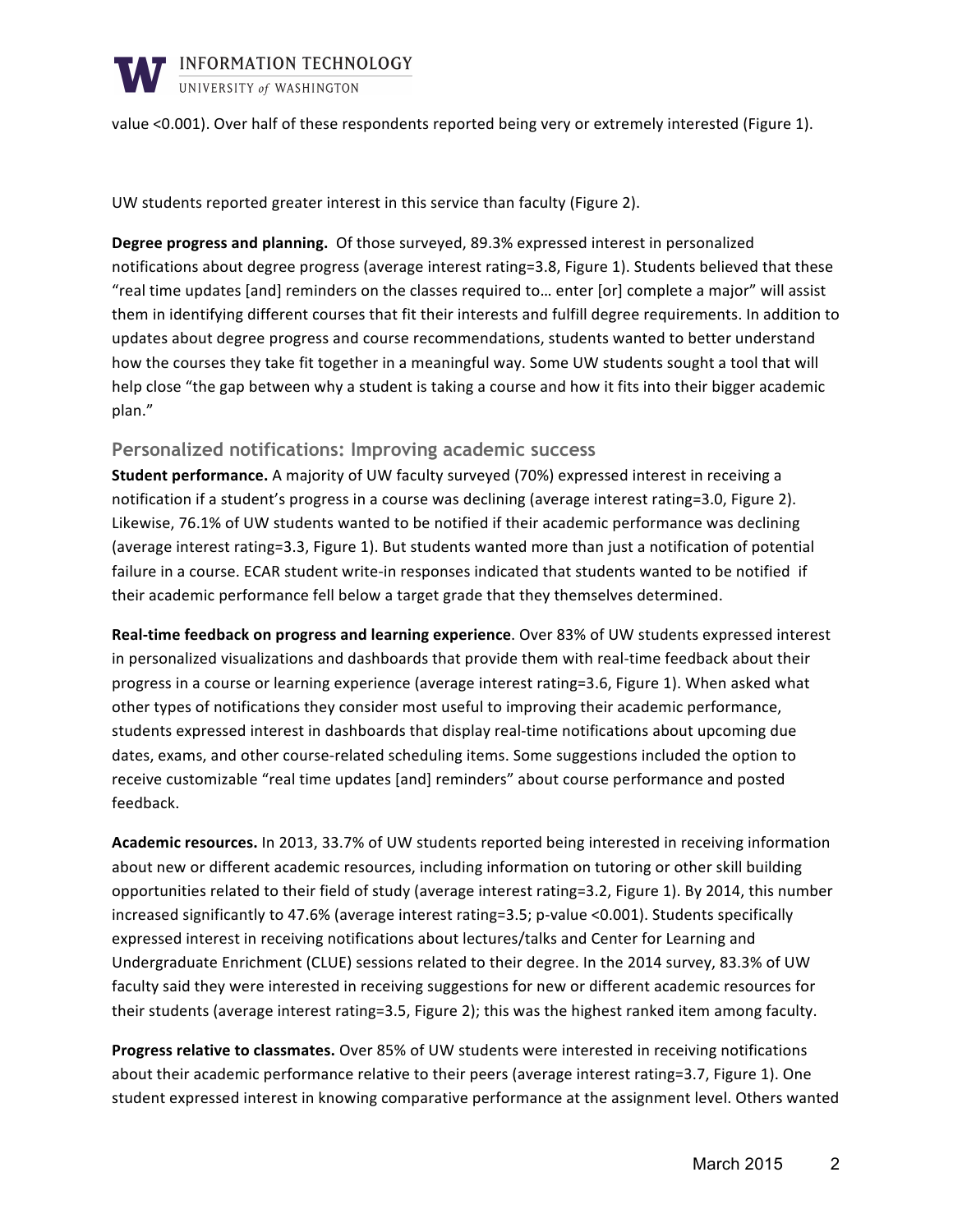value <0.001). Over half of these respondents reported being very or extremely interested (Figure 1).

UW students reported greater interest in this service than faculty (Figure 2).

**Degree progress and planning.** Of those surveyed, 89.3% expressed interest in personalized notifications about degree progress (average interest rating=3.8, Figure 1). Students believed that these "real time updates [and] reminders on the classes required to… enter [or] complete a major" will assist them in identifying different courses that fit their interests and fulfill degree requirements. In addition to updates about degree progress and course recommendations, students wanted to better understand how the courses they take fit together in a meaningful way. Some UW students sought a tool that will help close "the gap between why a student is taking a course and how it fits into their bigger academic plan."

## Personalized notifications: Improving academic success

**Student performance.** A majority of UW faculty surveyed (70%) expressed interest in receiving a notification if a student's progress in a course was declining (average interest rating=3.0, Figure 2). Likewise, 76.1% of UW students wanted to be notified if their academic performance was declining (average interest rating=3.3, Figure 1). But students wanted more than just a notification of potential failure in a course. ECAR student write-in responses indicated that students wanted to be notified if their academic performance fell below a target grade that they themselves determined.

**Real-time feedback on progress and learning experience**. Over 83% of UW students expressed interest in personalized visualizations and dashboards that provide them with real-time feedback about their progress in a course or learning experience (average interest rating=3.6, Figure 1). When asked what other types of notifications they consider most useful to improving their academic performance, students expressed interest in dashboards that display real-time notifications about upcoming due dates, exams, and other course-related scheduling items. Some suggestions included the option to receive customizable "real time updates [and] reminders" about course performance and posted feedback.

**Academic resources.** In 2013, 33.7% of UW students reported being interested in receiving information about new or different academic resources, including information on tutoring or other skill building opportunities related to their field of study (average interest rating=3.2, Figure 1). By 2014, this number increased significantly to 47.6% (average interest rating=3.5; p-value <0.001). Students specifically expressed interest in receiving notifications about lectures/talks and Center for Learning and Undergraduate Enrichment (CLUE) sessions related to their degree. In the 2014 survey, 83.3% of UW faculty said they were interested in receiving suggestions for new or different academic resources for their students (average interest rating=3.5, Figure 2); this was the highest ranked item among faculty.

**Progress relative to classmates.** Over 85% of UW students were interested in receiving notifications about their academic performance relative to their peers (average interest rating=3.7, Figure 1). One student expressed interest in knowing comparative performance at the assignment level. Others wanted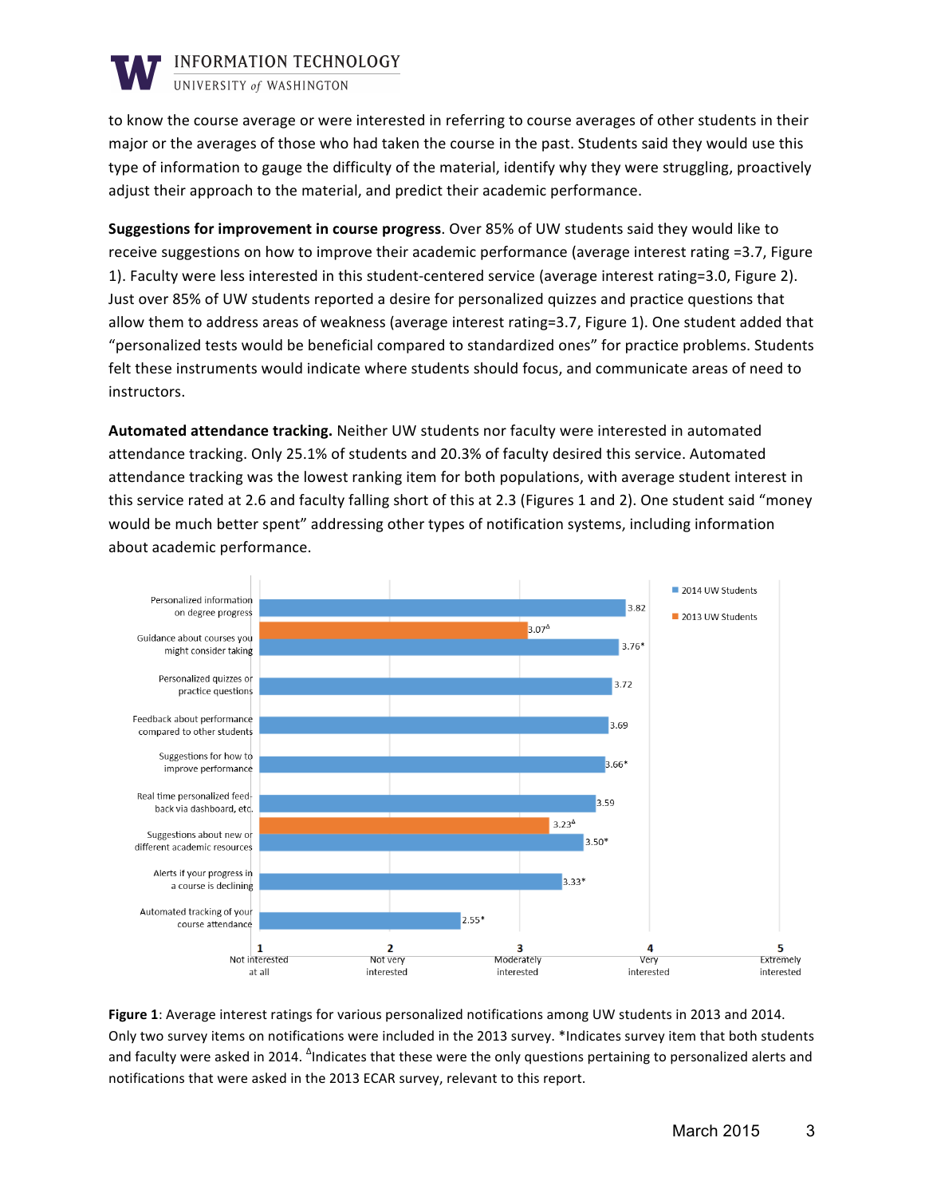to know the course average or were interested in referring to course averages of other students in their major or the averages of those who had taken the course in the past. Students said they would use this type of information to gauge the difficulty of the material, identify why they were struggling, proactively adjust their approach to the material, and predict their academic performance.

**Suggestions for improvement in course progress**. Over 85% of UW students said they would like to receive suggestions on how to improve their academic performance (average interest rating =3.7, Figure 1). Faculty were less interested in this student-centered service (average interest rating=3.0, Figure 2). Just over 85% of UW students reported a desire for personalized quizzes and practice questions that allow them to address areas of weakness (average interest rating=3.7, Figure 1). One student added that "personalized tests would be beneficial compared to standardized ones" for practice problems. Students felt these instruments would indicate where students should focus, and communicate areas of need to instructors.

**Automated attendance tracking.** Neither UW students nor faculty were interested in automated attendance tracking. Only 25.1% of students and 20.3% of faculty desired this service. Automated attendance tracking was the lowest ranking item for both populations, with average student interest in this service rated at 2.6 and faculty falling short of this at 2.3 (Figures 1 and 2). One student said "money would be much better spent" addressing other types of notification systems, including information about academic performance.

| Item | 2014 UW Students | 2013 UW Students |
|---|---|---|
| Personalized information on degree progress | 3.82 | |
| Guidance about courses you might consider taking | 3.76* | 3.07$^{\Delta}$ |
| Personalized quizzes or practice questions | 3.72 | |
| Feedback about performance compared to other students | 3.69 | |
| Suggestions for how to improve performance | 3.66* | |
| Real time personalized feed-back via dashboard, etc. | 3.59 | |
| Suggestions about new or different academic resources | 3.50* | 3.23$^{\Delta}$ |
| Alerts if your progress in a course is declining | 3.33* | |
| Automated tracking of your course attendance | 2.55* | |

Scale: 1 = Not interested at all, 2 = Not very interested, 3 = Moderately interested, 4 = Very interested, 5 = Extremely interested

**Figure 1**: Average interest ratings for various personalized notifications among UW students in 2013 and 2014. Only two survey items on notifications were included in the 2013 survey. *Indicates survey item that both students and faculty were asked in 2014. $^{\Delta}$Indicates that these were the only questions pertaining to personalized alerts and notifications that were asked in the 2013 ECAR survey, relevant to this report.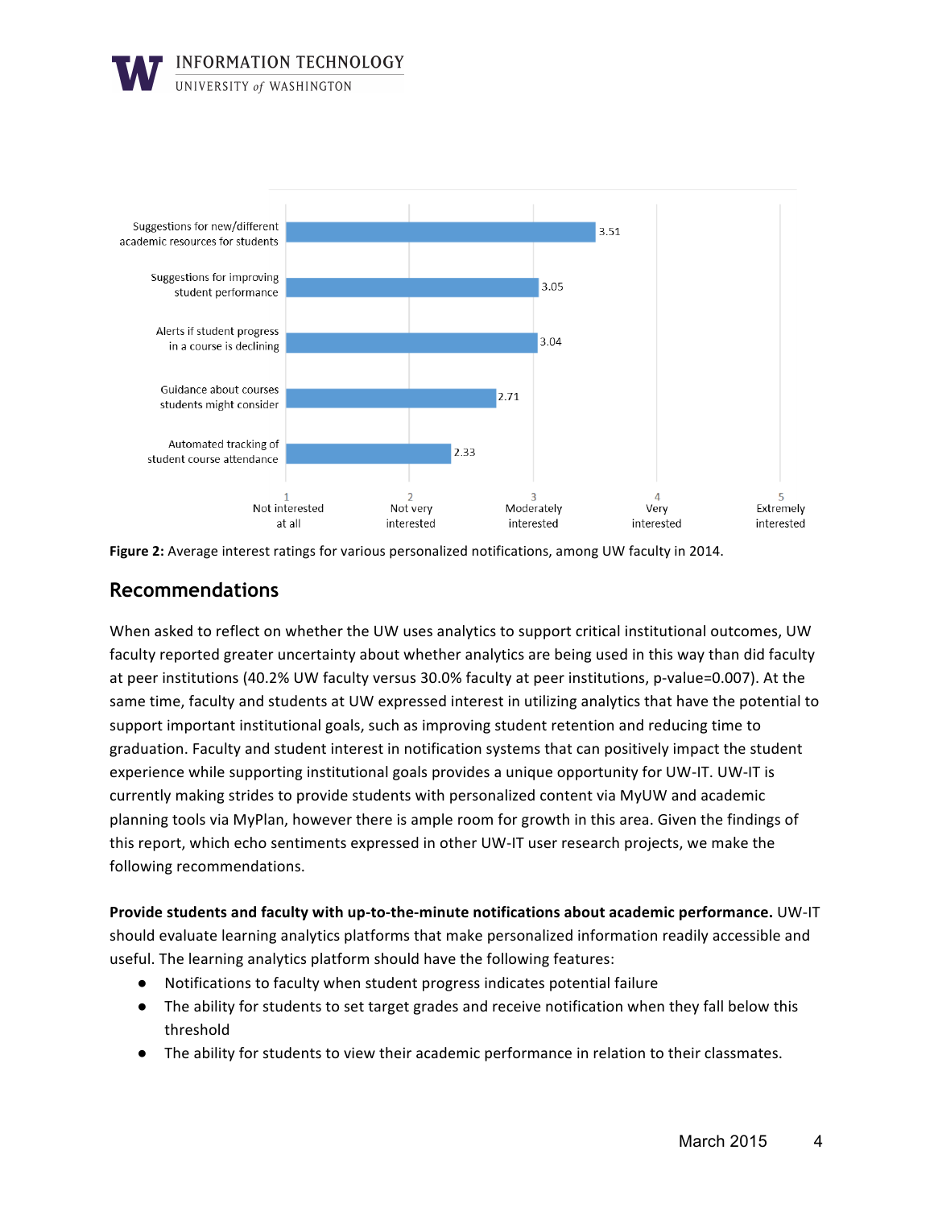| Notification type | Average interest rating |
| --- | --- |
| Suggestions for new/different academic resources for students | 3.51 |
| Suggestions for improving student performance | 3.05 |
| Alerts if student progress in a course is declining | 3.04 |
| Guidance about courses students might consider | 2.71 |
| Automated tracking of student course attendance | 2.33 |

Scale: 1 = Not interested at all, 2 = Not very interested, 3 = Moderately interested, 4 = Very interested, 5 = Extremely interested

**Figure 2:** Average interest ratings for various personalized notifications, among UW faculty in 2014.

## Recommendations

When asked to reflect on whether the UW uses analytics to support critical institutional outcomes, UW faculty reported greater uncertainty about whether analytics are being used in this way than did faculty at peer institutions (40.2% UW faculty versus 30.0% faculty at peer institutions, p-value=0.007). At the same time, faculty and students at UW expressed interest in utilizing analytics that have the potential to support important institutional goals, such as improving student retention and reducing time to graduation. Faculty and student interest in notification systems that can positively impact the student experience while supporting institutional goals provides a unique opportunity for UW-IT. UW-IT is currently making strides to provide students with personalized content via MyUW and academic planning tools via MyPlan, however there is ample room for growth in this area. Given the findings of this report, which echo sentiments expressed in other UW-IT user research projects, we make the following recommendations.

**Provide students and faculty with up-to-the-minute notifications about academic performance.** UW-IT should evaluate learning analytics platforms that make personalized information readily accessible and useful. The learning analytics platform should have the following features:

- Notifications to faculty when student progress indicates potential failure
- The ability for students to set target grades and receive notification when they fall below this threshold
- The ability for students to view their academic performance in relation to their classmates.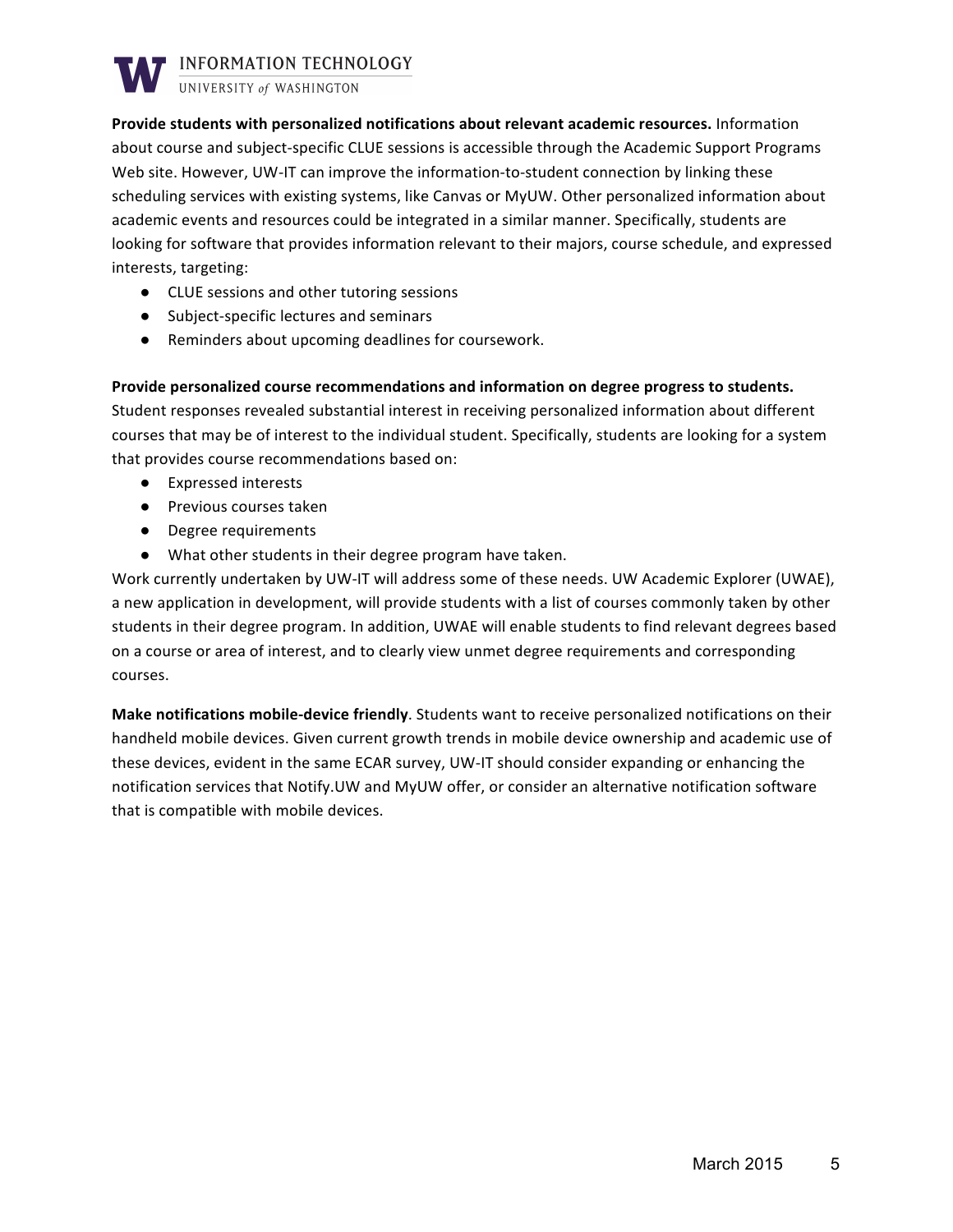**Provide students with personalized notifications about relevant academic resources.** Information about course and subject-specific CLUE sessions is accessible through the Academic Support Programs Web site. However, UW-IT can improve the information-to-student connection by linking these scheduling services with existing systems, like Canvas or MyUW. Other personalized information about academic events and resources could be integrated in a similar manner. Specifically, students are looking for software that provides information relevant to their majors, course schedule, and expressed interests, targeting:

- CLUE sessions and other tutoring sessions
- Subject-specific lectures and seminars
- Reminders about upcoming deadlines for coursework.

**Provide personalized course recommendations and information on degree progress to students.** Student responses revealed substantial interest in receiving personalized information about different courses that may be of interest to the individual student. Specifically, students are looking for a system that provides course recommendations based on:

- Expressed interests
- Previous courses taken
- Degree requirements
- What other students in their degree program have taken.

Work currently undertaken by UW-IT will address some of these needs. UW Academic Explorer (UWAE), a new application in development, will provide students with a list of courses commonly taken by other students in their degree program. In addition, UWAE will enable students to find relevant degrees based on a course or area of interest, and to clearly view unmet degree requirements and corresponding courses.

**Make notifications mobile-device friendly**. Students want to receive personalized notifications on their handheld mobile devices. Given current growth trends in mobile device ownership and academic use of these devices, evident in the same ECAR survey, UW-IT should consider expanding or enhancing the notification services that Notify.UW and MyUW offer, or consider an alternative notification software that is compatible with mobile devices.